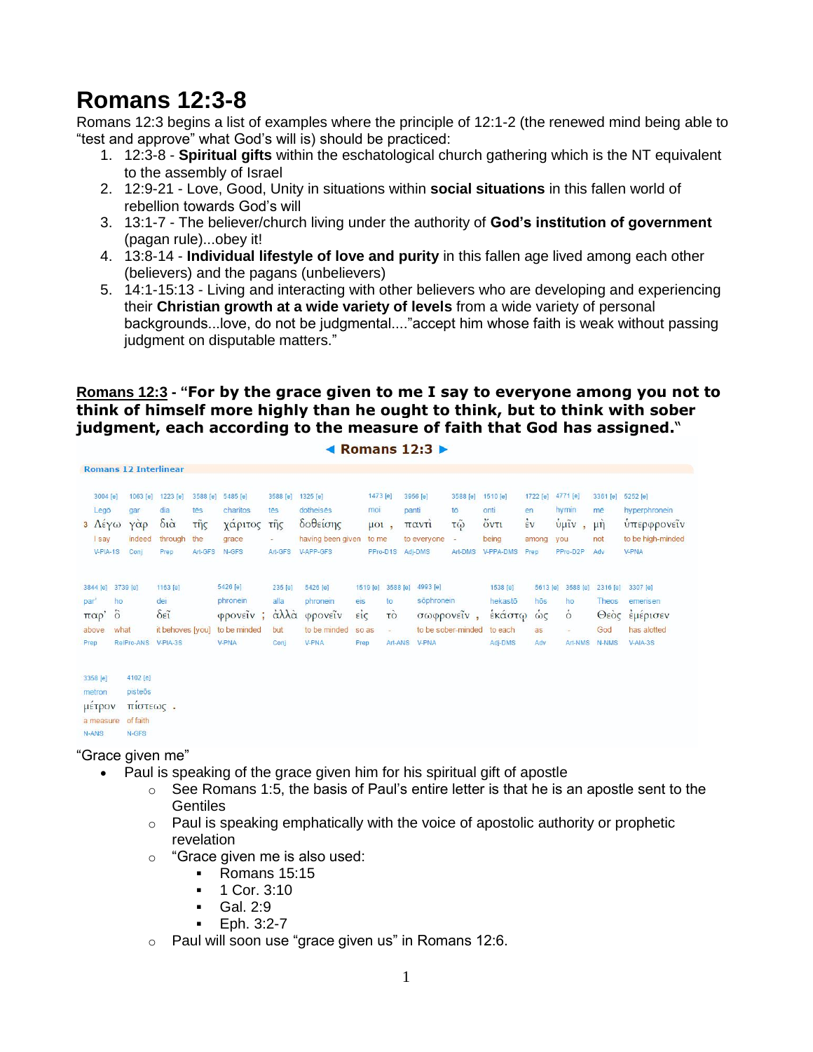# Romans 12:3-8

Romans 12:3 begins a list of examples where the principle of 12:1-2 (the renewed mind being able to "test and approve" what God's will is) should be practiced:

1. 12:3-8 - **Spiritual gifts** within the eschatological church gathering which is the NT equivalent to the assembly of Israel
2. 12:9-21 - Love, Good, Unity in situations within **social situations** in this fallen world of rebellion towards God's will
3. 13:1-7 - The believer/church living under the authority of **God's institution of government** (pagan rule)...obey it!
4. 13:8-14 - **Individual lifestyle of love and purity** in this fallen age lived among each other (believers) and the pagans (unbelievers)
5. 14:1-15:13 - Living and interacting with other believers who are developing and experiencing their **Christian growth at a wide variety of levels** from a wide variety of personal backgrounds...love, do not be judgmental...."accept him whose faith is weak without passing judgment on disputable matters."

**<u>Romans 12:3</u> - "For by the grace given to me I say to everyone among you not to think of himself more highly than he ought to think, but to think with sober judgment, each according to the measure of faith that God has assigned."**

◄ **Romans 12:3** ►

**Romans 12 Interlinear**

Verse 3:

| Strong's | Transliteration | Greek | English | Parsing |
|---|---|---|---|---|
| 3004 [e] | Legō | Λέγω | I say | V-PIA-1S |
| 1063 [e] | gar | γὰρ | indeed | Conj |
| 1223 [e] | dia | διὰ | through | Prep |
| 3588 [e] | tēs | τῆς | the | Art-GFS |
| 5485 [e] | charitos | χάριτος | grace | N-GFS |
| 3588 [e] | tēs | τῆς | - | Art-GFS |
| 1325 [e] | dotheisēs | δοθείσης | having been given | V-APP-GFS |
| 1473 [e] | moi | μοι , | to me | PPro-D1S |
| 3956 [e] | panti | παντὶ | to everyone | Adj-DMS |
| 3588 [e] | tō | τῷ | - | Art-DMS |
| 1510 [e] | onti | ὄντι | being | V-PPA-DMS |
| 1722 [e] | en | ἐν | among | Prep |
| 4771 [e] | hymin | ὑμῖν , | you | PPro-D2P |
| 3361 [e] | mē | μὴ | not | Adv |
| 5252 [e] | hyperphronein | ὑπερφρονεῖν | to be high-minded | V-PNA |
| 3844 [e] | par' | παρ' | above | Prep |
| 3739 [e] | ho | ὃ | what | RelPro-ANS |
| 1163 [e] | dei | δεῖ | it behoves [you] | V-PIA-3S |
| 5426 [e] | phronein | φρονεῖν ; | to be minded | V-PNA |
| 235 [e] | alla | ἀλλὰ | but | Conj |
| 5426 [e] | phronein | φρονεῖν | to be minded | V-PNA |
| 1519 [e] | eis | εἰς | so as | Prep |
| 3588 [e] | to | τὸ | - | Art-ANS |
| 4993 [e] | sōphronein | σωφρονεῖν , | to be sober-minded | V-PNA |
| 1538 [e] | hekastō | ἑκάστῳ | to each | Adj-DMS |
| 5613 [e] | hōs | ὡς | as | Adv |
| 3588 [e] | ho | ὁ | - | Art-NMS |
| 2316 [e] | Theos | Θεὸς | God | N-NMS |
| 3307 [e] | emerisen | ἐμέρισεν | has allotted | V-AIA-3S |
| 3358 [e] | metron | μέτρον | a measure | N-ANS |
| 4102 [e] | pisteōs | πίστεως . | of faith | N-GFS |

"Grace given me"

- Paul is speaking of the grace given him for his spiritual gift of apostle
  - See Romans 1:5, the basis of Paul's entire letter is that he is an apostle sent to the Gentiles
  - Paul is speaking emphatically with the voice of apostolic authority or prophetic revelation
  - "Grace given me is also used:
    - Romans 15:15
    - 1 Cor. 3:10
    - Gal. 2:9
    - Eph. 3:2-7
  - Paul will soon use "grace given us" in Romans 12:6.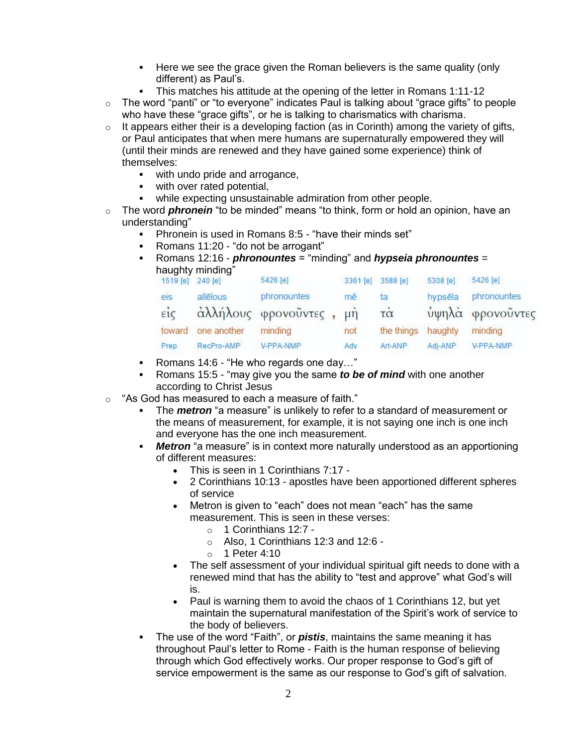- Here we see the grace given the Roman believers is the same quality (only different) as Paul's.
    - This matches his attitude at the opening of the letter in Romans 1:11-12
- The word "panti" or "to everyone" indicates Paul is talking about "grace gifts" to people who have these "grace gifts", or he is talking to charismatics with charisma.
- It appears either their is a developing faction (as in Corinth) among the variety of gifts, or Paul anticipates that when mere humans are supernaturally empowered they will (until their minds are renewed and they have gained some experience) think of themselves:
    - with undo pride and arrogance,
    - with over rated potential,
    - while expecting unsustainable admiration from other people.
- The word ***phronein*** "to be minded" means "to think, form or hold an opinion, have an understanding"
    - Phronein is used in Romans 8:5 - "have their minds set"
    - Romans 11:20 - "do not be arrogant"
    - Romans 12:16 - ***phronountes*** = "minding" and ***hypseia phronountes*** = haughty minding"

| 1519 [e] | 240 [e] | 5426 [e] | | 3361 [e] | 3588 [e] | 5308 [e] | 5426 [e] |
|---|---|---|---|---|---|---|---|
| eis | allēlous | phronountes | | mē | ta | hypsēla | phronountes |
| εἰς | ἀλλήλους | φρονοῦντες | , | μὴ | τὰ | ὑψηλὰ | φρονοῦντες |
| toward | one another | minding | | not | the things | haughty | minding |
| Prep | RecPro-AMP | V-PPA-NMP | | Adv | Art-ANP | Adj-ANP | V-PPA-NMP |

    - Romans 14:6 - "He who regards one day…"
    - Romans 15:5 - "may give you the same ***to be of mind*** with one another according to Christ Jesus
- "As God has measured to each a measure of faith."
    - The ***metron*** "a measure" is unlikely to refer to a standard of measurement or the means of measurement, for example, it is not saying one inch is one inch and everyone has the one inch measurement.
    - ***Metron*** "a measure" is in context more naturally understood as an apportioning of different measures:
        - This is seen in 1 Corinthians 7:17 -
        - 2 Corinthians 10:13 - apostles have been apportioned different spheres of service
        - Metron is given to "each" does not mean "each" has the same measurement. This is seen in these verses:
            - 1 Corinthians 12:7 -
            - Also, 1 Corinthians 12:3 and 12:6 -
            - 1 Peter 4:10
        - The self assessment of your individual spiritual gift needs to done with a renewed mind that has the ability to "test and approve" what God's will is.
        - Paul is warning them to avoid the chaos of 1 Corinthians 12, but yet maintain the supernatural manifestation of the Spirit's work of service to the body of believers.
    - The use of the word "Faith", or ***pistis***, maintains the same meaning it has throughout Paul's letter to Rome - Faith is the human response of believing through which God effectively works. Our proper response to God's gift of service empowerment is the same as our response to God's gift of salvation.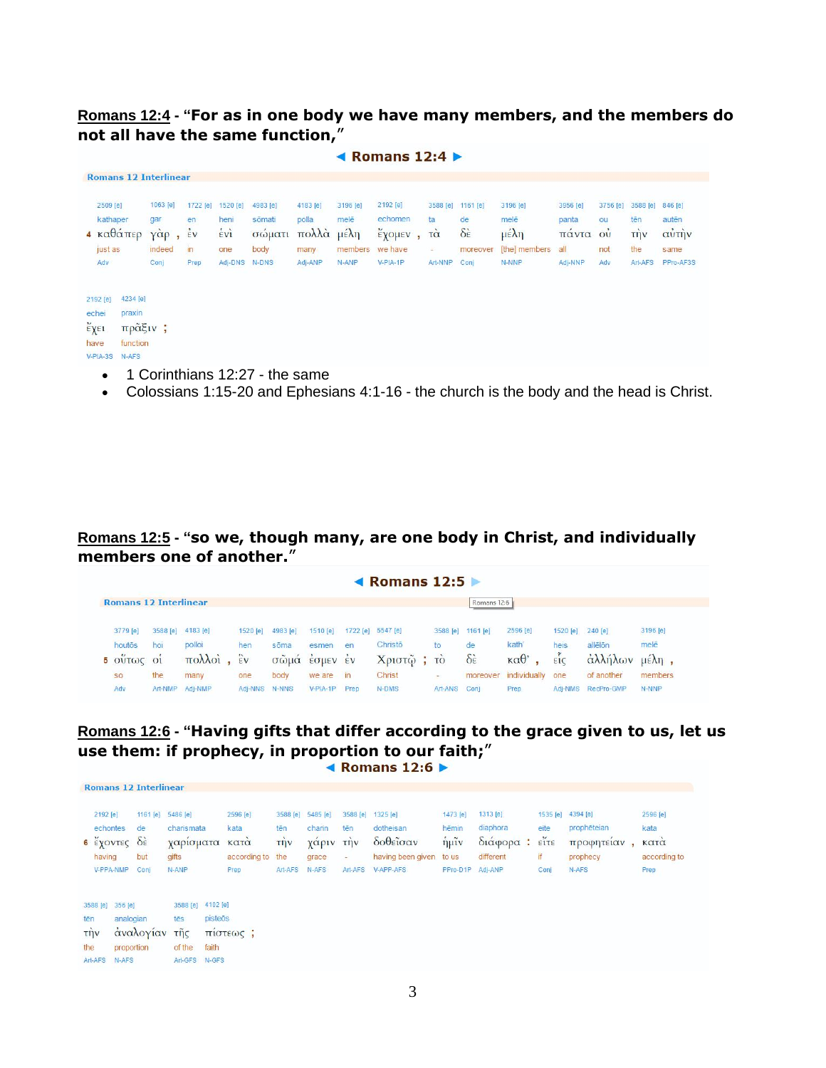**Romans 12:4** - **"For as in one body we have many members, and the members do not all have the same function,"**

**◄ Romans 12:4 ►**

**Romans 12 Interlinear**

| | 2509 [e] | 1063 [e] | 1722 [e] | 1520 [e] | 4983 [e] | 4183 [e] | 3196 [e] | 2192 [e] | 3588 [e] | 1161 [e] | 3196 [e] | 3956 [e] | 3756 [e] | 3588 [e] | 846 [e] |
|---|---|---|---|---|---|---|---|---|---|---|---|---|---|---|---|
| | kathaper | gar | en | heni | sōmati | polla | melē | echomen | ta | de | melē | panta | ou | tēn | autēn |
| 4 | καθάπερ | γὰρ , | ἐν | ἑνὶ | σώματι | πολλὰ | μέλη | ἔχομεν , | τὰ | δὲ | μέλη | πάντα | οὐ | τὴν | αὐτὴν |
| | just as | indeed | in | one | body | many | members | we have | - | moreover | [the] members | all | not | the | same |
| | Adv | Conj | Prep | Adj-DNS | N-DNS | Adj-ANP | N-ANP | V-PIA-1P | Art-NNP | Conj | N-NNP | Adj-NNP | Adv | Art-AFS | PPro-AF3S |

| 2192 [e] | 4234 [e] |
|---|---|
| echei | praxin |
| ἔχει | πρᾶξιν ; |
| have | function |
| V-PIA-3S | N-AFS |

- 1 Corinthians 12:27 - the same
- Colossians 1:15-20 and Ephesians 4:1-16 - the church is the body and the head is Christ.

**Romans 12:5** - **"so we, though many, are one body in Christ, and individually members one of another."**

**◄ Romans 12:5 ►**

**Romans 12 Interlinear**

| | 3779 [e] | 3588 [e] | 4183 [e] | 1520 [e] | 4983 [e] | 1510 [e] | 1722 [e] | 5547 [e] | 3588 [e] | 1161 [e] | 2596 [e] | 1520 [e] | 240 [e] | 3196 [e] |
|---|---|---|---|---|---|---|---|---|---|---|---|---|---|---|
| | houtōs | hoi | polloi | hen | sōma | esmen | en | Christō | to | de | kath' | heis | allēlōn | melē |
| 5 | οὕτως | οἱ | πολλοὶ , | ἓν | σῶμά | ἐσμεν | ἐν | Χριστῷ ; | τὸ | δὲ | καθ' , | εἷς | ἀλλήλων | μέλη , |
| | so | the | many | one | body | we are | in | Christ | - | moreover | individually | one | of another | members |
| | Adv | Art-NMP | Adj-NMP | Adj-NNS | N-NNS | V-PIA-1P | Prep | N-DMS | Art-ANS | Conj | Prep | Adj-NMS | RecPro-GMP | N-NNP |

**Romans 12:6** - **"Having gifts that differ according to the grace given to us, let us use them: if prophecy, in proportion to our faith;"**

**◄ Romans 12:6 ►**

**Romans 12 Interlinear**

| | 2192 [e] | 1161 [e] | 5486 [e] | 2596 [e] | 3588 [e] | 5485 [e] | 3588 [e] | 1325 [e] | 1473 [e] | 1313 [e] | 1535 [e] | 4394 [e] | 2596 [e] |
|---|---|---|---|---|---|---|---|---|---|---|---|---|---|
| | echontes | de | charismata | kata | tēn | charin | tēn | dotheisan | hēmin | diaphora | eite | prophēteian | kata |
| 6 | ἔχοντες | δὲ | χαρίσματα | κατὰ | τὴν | χάριν | τὴν | δοθεῖσαν | ἡμῖν | διάφορα : | εἴτε | προφητείαν , | κατὰ |
| | having | but | gifts | according to | the | grace | - | having been given | to us | different | if | prophecy | according to |
| | V-PPA-NMP | Conj | N-ANP | Prep | Art-AFS | N-AFS | Art-AFS | V-APP-AFS | PPro-D1P | Adj-ANP | Conj | N-AFS | Prep |

| 3588 [e] | 356 [e] | 3588 [e] | 4102 [e] |
|---|---|---|---|
| tēn | analogian | tēs | pisteōs |
| τὴν | ἀναλογίαν | τῆς | πίστεως ; |
| the | proportion | of the | faith |
| Art-AFS | N-AFS | Art-GFS | N-GFS |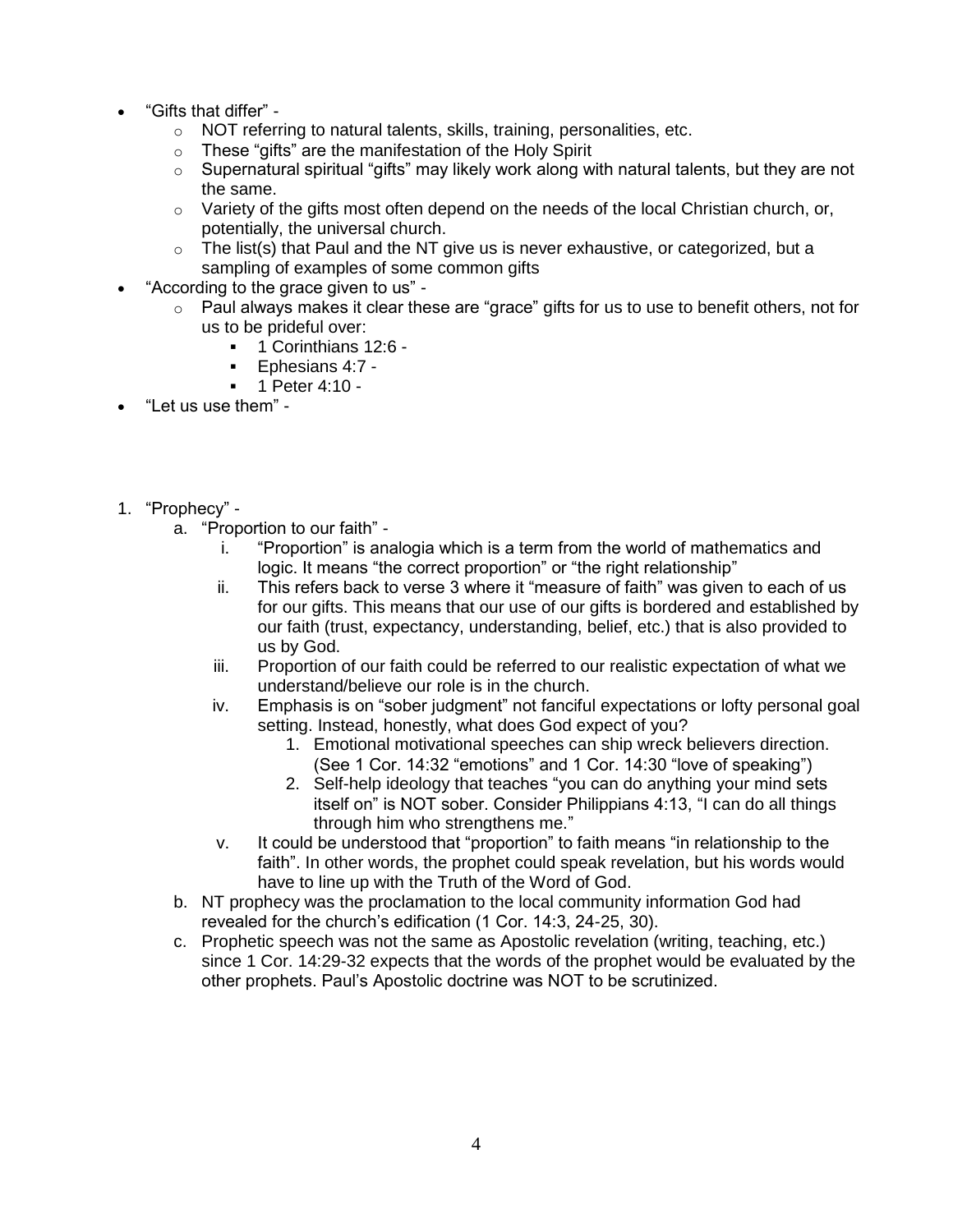- "Gifts that differ" -
    - NOT referring to natural talents, skills, training, personalities, etc.
    - These "gifts" are the manifestation of the Holy Spirit
    - Supernatural spiritual "gifts" may likely work along with natural talents, but they are not the same.
    - Variety of the gifts most often depend on the needs of the local Christian church, or, potentially, the universal church.
    - The list(s) that Paul and the NT give us is never exhaustive, or categorized, but a sampling of examples of some common gifts
- "According to the grace given to us" -
    - Paul always makes it clear these are "grace" gifts for us to use to benefit others, not for us to be prideful over:
        - 1 Corinthians 12:6 -
        - Ephesians 4:7 -
        - 1 Peter 4:10 -
- "Let us use them" -

1. "Prophecy" -
    a. "Proportion to our faith" -
        i. "Proportion" is analogia which is a term from the world of mathematics and logic. It means "the correct proportion" or "the right relationship"
        ii. This refers back to verse 3 where it "measure of faith" was given to each of us for our gifts. This means that our use of our gifts is bordered and established by our faith (trust, expectancy, understanding, belief, etc.) that is also provided to us by God.
        iii. Proportion of our faith could be referred to our realistic expectation of what we understand/believe our role is in the church.
        iv. Emphasis is on "sober judgment" not fanciful expectations or lofty personal goal setting. Instead, honestly, what does God expect of you?
            1. Emotional motivational speeches can ship wreck believers direction. (See 1 Cor. 14:32 "emotions" and 1 Cor. 14:30 "love of speaking")
            2. Self-help ideology that teaches "you can do anything your mind sets itself on" is NOT sober. Consider Philippians 4:13, "I can do all things through him who strengthens me."
        v. It could be understood that "proportion" to faith means "in relationship to the faith". In other words, the prophet could speak revelation, but his words would have to line up with the Truth of the Word of God.
    b. NT prophecy was the proclamation to the local community information God had revealed for the church's edification (1 Cor. 14:3, 24-25, 30).
    c. Prophetic speech was not the same as Apostolic revelation (writing, teaching, etc.) since 1 Cor. 14:29-32 expects that the words of the prophet would be evaluated by the other prophets. Paul's Apostolic doctrine was NOT to be scrutinized.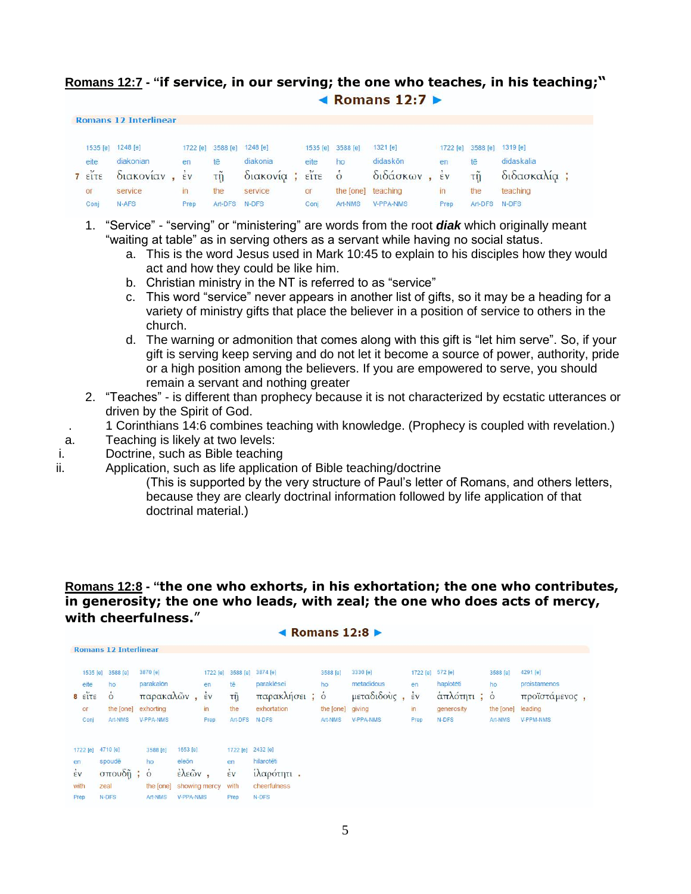**Romans 12:7** - **"if service, in our serving; the one who teaches, in his teaching;"**

◄ **Romans 12:7** ►

Romans 12 Interlinear

| 1535 [e] | 1248 [e] | | 1722 [e] | 3588 [e] | 1248 [e] | | 1535 [e] | 3588 [e] | 1321 [e] | | 1722 [e] | 3588 [e] | 1319 [e] | |
|---|---|---|---|---|---|---|---|---|---|---|---|---|---|---|
| eite | diakonian | | en | tē | diakonia | | eite | ho | didaskōn | | en | tē | didaskalia | |
| 7 εἴτε | διακονίαν | , | ἐν | τῇ | διακονίᾳ | ; | εἴτε | ὁ | διδάσκων | , | ἐν | τῇ | διδασκαλίᾳ | ; |
| or | service | | in | the | service | | or | the [one] | teaching | | in | the | teaching | |
| Conj | N-AFS | | Prep | Art-DFS | N-DFS | | Conj | Art-NMS | V-PPA-NMS | | Prep | Art-DFS | N-DFS | |

1. "Service" - "serving" or "ministering" are words from the root ***diak*** which originally meant "waiting at table" as in serving others as a servant while having no social status.
   a. This is the word Jesus used in Mark 10:45 to explain to his disciples how they would act and how they could be like him.
   b. Christian ministry in the NT is referred to as "service"
   c. This word "service" never appears in another list of gifts, so it may be a heading for a variety of ministry gifts that place the believer in a position of service to others in the church.
   d. The warning or admonition that comes along with this gift is "let him serve". So, if your gift is serving keep serving and do not let it become a source of power, authority, pride or a high position among the believers. If you are empowered to serve, you should remain a servant and nothing greater
2. "Teaches" - is different than prophecy because it is not characterized by ecstatic utterances or driven by the Spirit of God.

. 1 Corinthians 14:6 combines teaching with knowledge. (Prophecy is coupled with revelation.)

a. Teaching is likely at two levels:

i. Doctrine, such as Bible teaching

ii. Application, such as life application of Bible teaching/doctrine

(This is supported by the very structure of Paul's letter of Romans, and others letters, because they are clearly doctrinal information followed by life application of that doctrinal material.)

**Romans 12:8** - **"the one who exhorts, in his exhortation; the one who contributes, in generosity; the one who leads, with zeal; the one who does acts of mercy, with cheerfulness."**

◄ **Romans 12:8** ►

Romans 12 Interlinear

| 1535 [e] | 3588 [e] | 3870 [e] | | 1722 [e] | 3588 [e] | 3874 [e] | | 3588 [e] | 3330 [e] | | 1722 [e] | 572 [e] | | 3588 [e] | 4291 [e] | |
|---|---|---|---|---|---|---|---|---|---|---|---|---|---|---|---|---|
| eite | ho | parakalōn | | en | tē | paraklēsei | | ho | metadidous | | en | haplotēti | | ho | proistamenos | |
| 8 εἴτε | ὁ | παρακαλῶν | , | ἐν | τῇ | παρακλήσει | ; | ὁ | μεταδιδοὺς | , | ἐν | ἁπλότητι | ; | ὁ | προϊστάμενος | , |
| or | the [one] | exhorting | | in | the | exhortation | | the [one] | giving | | in | generosity | | the [one] | leading | |
| Conj | Art-NMS | V-PPA-NMS | | Prep | Art-DFS | N-DFS | | Art-NMS | V-PPA-NMS | | Prep | N-DFS | | Art-NMS | V-PPM-NMS | |

| 1722 [e] | 4710 [e] | | 3588 [e] | 1653 [e] | | 1722 [e] | 2432 [e] | |
|---|---|---|---|---|---|---|---|---|
| en | spoudē | | ho | eleōn | | en | hilarotēti | |
| ἐν | σπουδῇ | ; | ὁ | ἐλεῶν | , | ἐν | ἱλαρότητι | . |
| with | zeal | | the [one] | showing mercy | | with | cheerfulness | |
| Prep | N-DFS | | Art-NMS | V-PPA-NMS | | Prep | N-DFS | |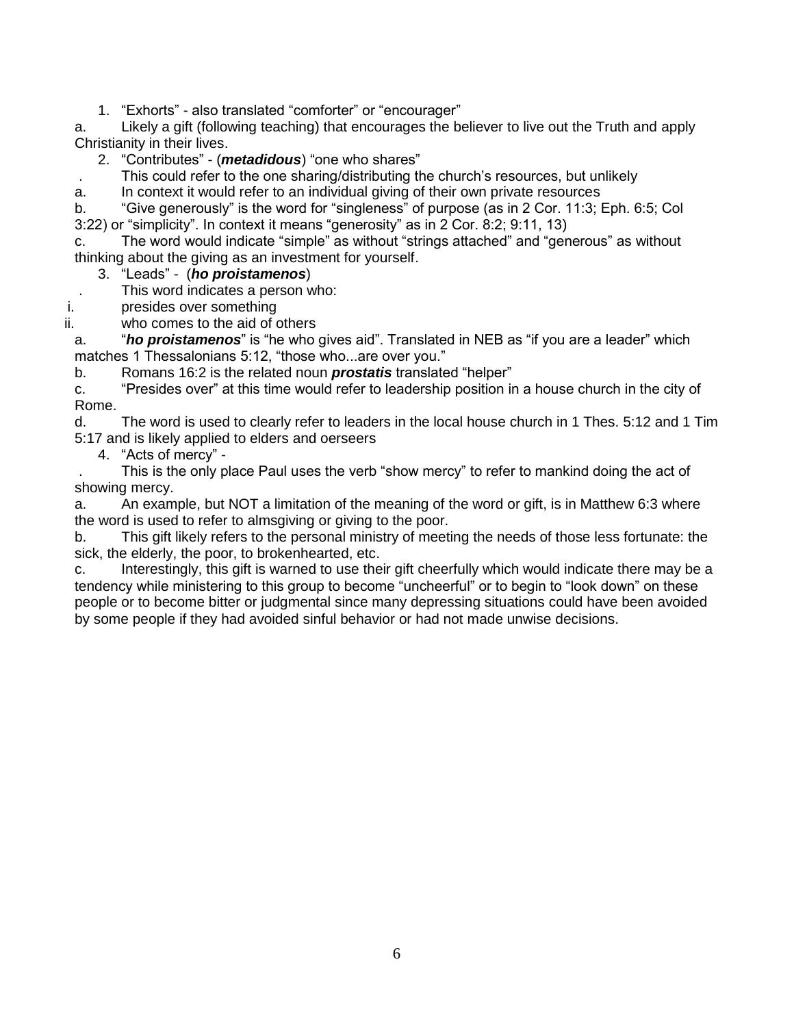1. "Exhorts" - also translated "comforter" or "encourager"

a. Likely a gift (following teaching) that encourages the believer to live out the Truth and apply Christianity in their lives.

2. "Contributes" - (***metadidous***) "one who shares"

. This could refer to the one sharing/distributing the church's resources, but unlikely

a. In context it would refer to an individual giving of their own private resources

b. "Give generously" is the word for "singleness" of purpose (as in 2 Cor. 11:3; Eph. 6:5; Col 3:22) or "simplicity". In context it means "generosity" as in 2 Cor. 8:2; 9:11, 13)

c. The word would indicate "simple" as without "strings attached" and "generous" as without thinking about the giving as an investment for yourself.

3. "Leads" - (***ho proistamenos***)

. This word indicates a person who:

i. presides over something

ii. who comes to the aid of others

a. "***ho proistamenos***" is "he who gives aid". Translated in NEB as "if you are a leader" which matches 1 Thessalonians 5:12, "those who...are over you."

b. Romans 16:2 is the related noun ***prostatis*** translated "helper"

c. "Presides over" at this time would refer to leadership position in a house church in the city of Rome.

d. The word is used to clearly refer to leaders in the local house church in 1 Thes. 5:12 and 1 Tim 5:17 and is likely applied to elders and oerseers

4. "Acts of mercy" -

. This is the only place Paul uses the verb "show mercy" to refer to mankind doing the act of showing mercy.

a. An example, but NOT a limitation of the meaning of the word or gift, is in Matthew 6:3 where the word is used to refer to almsgiving or giving to the poor.

b. This gift likely refers to the personal ministry of meeting the needs of those less fortunate: the sick, the elderly, the poor, to brokenhearted, etc.

c. Interestingly, this gift is warned to use their gift cheerfully which would indicate there may be a tendency while ministering to this group to become "uncheerful" or to begin to "look down" on these people or to become bitter or judgmental since many depressing situations could have been avoided by some people if they had avoided sinful behavior or had not made unwise decisions.